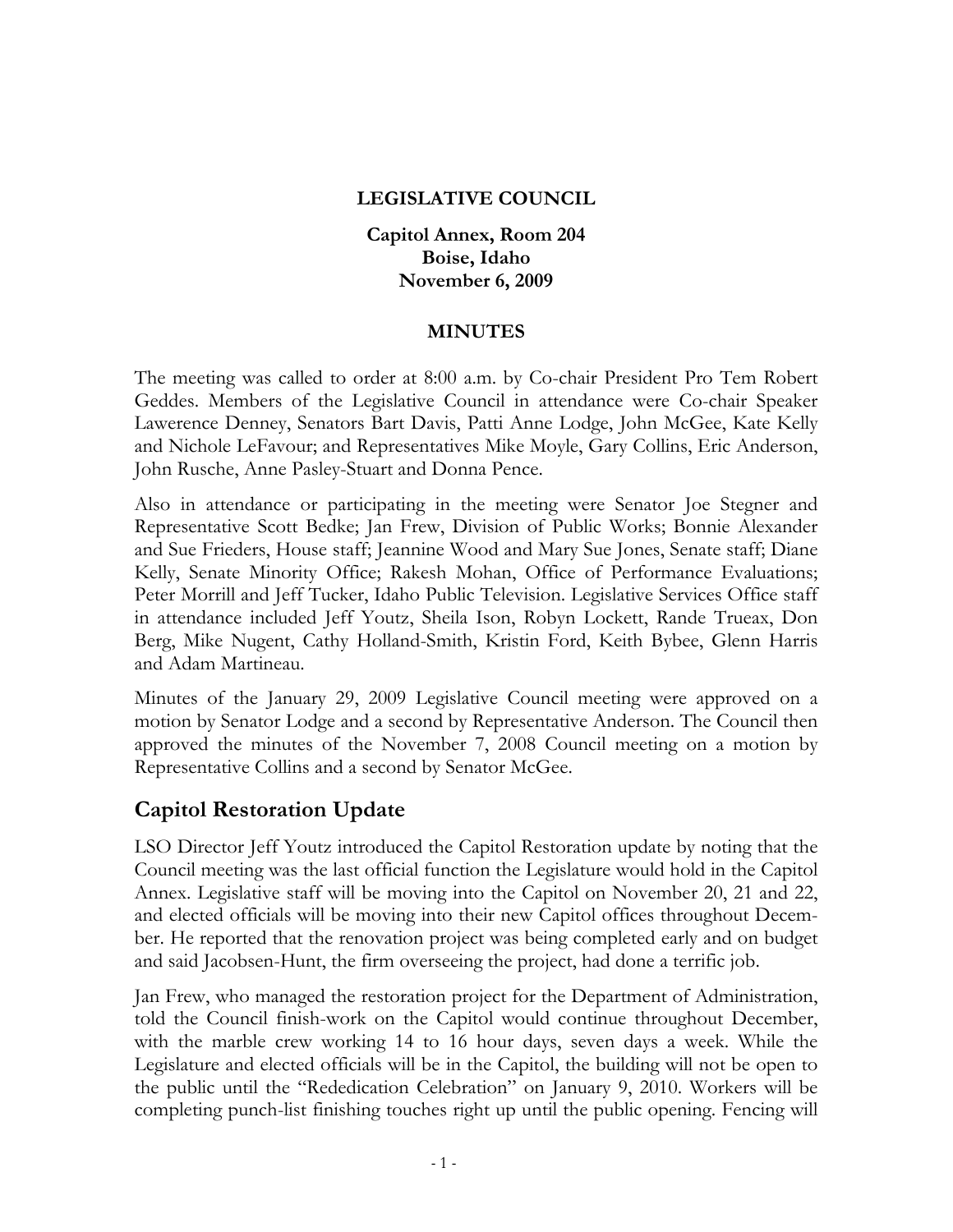**LEGISLATIVE COUNCIL**

**Capitol Annex, Room 204**
**Boise, Idaho**
**November 6, 2009**

**MINUTES**

The meeting was called to order at 8:00 a.m. by Co-chair President Pro Tem Robert Geddes. Members of the Legislative Council in attendance were Co-chair Speaker Lawerence Denney, Senators Bart Davis, Patti Anne Lodge, John McGee, Kate Kelly and Nichole LeFavour; and Representatives Mike Moyle, Gary Collins, Eric Anderson, John Rusche, Anne Pasley-Stuart and Donna Pence.

Also in attendance or participating in the meeting were Senator Joe Stegner and Representative Scott Bedke; Jan Frew, Division of Public Works; Bonnie Alexander and Sue Frieders, House staff; Jeannine Wood and Mary Sue Jones, Senate staff; Diane Kelly, Senate Minority Office; Rakesh Mohan, Office of Performance Evaluations; Peter Morrill and Jeff Tucker, Idaho Public Television. Legislative Services Office staff in attendance included Jeff Youtz, Sheila Ison, Robyn Lockett, Rande Trueax, Don Berg, Mike Nugent, Cathy Holland-Smith, Kristin Ford, Keith Bybee, Glenn Harris and Adam Martineau.

Minutes of the January 29, 2009 Legislative Council meeting were approved on a motion by Senator Lodge and a second by Representative Anderson. The Council then approved the minutes of the November 7, 2008 Council meeting on a motion by Representative Collins and a second by Senator McGee.

## Capitol Restoration Update

LSO Director Jeff Youtz introduced the Capitol Restoration update by noting that the Council meeting was the last official function the Legislature would hold in the Capitol Annex. Legislative staff will be moving into the Capitol on November 20, 21 and 22, and elected officials will be moving into their new Capitol offices throughout December. He reported that the renovation project was being completed early and on budget and said Jacobsen-Hunt, the firm overseeing the project, had done a terrific job.

Jan Frew, who managed the restoration project for the Department of Administration, told the Council finish-work on the Capitol would continue throughout December, with the marble crew working 14 to 16 hour days, seven days a week. While the Legislature and elected officials will be in the Capitol, the building will not be open to the public until the "Rededication Celebration" on January 9, 2010. Workers will be completing punch-list finishing touches right up until the public opening. Fencing will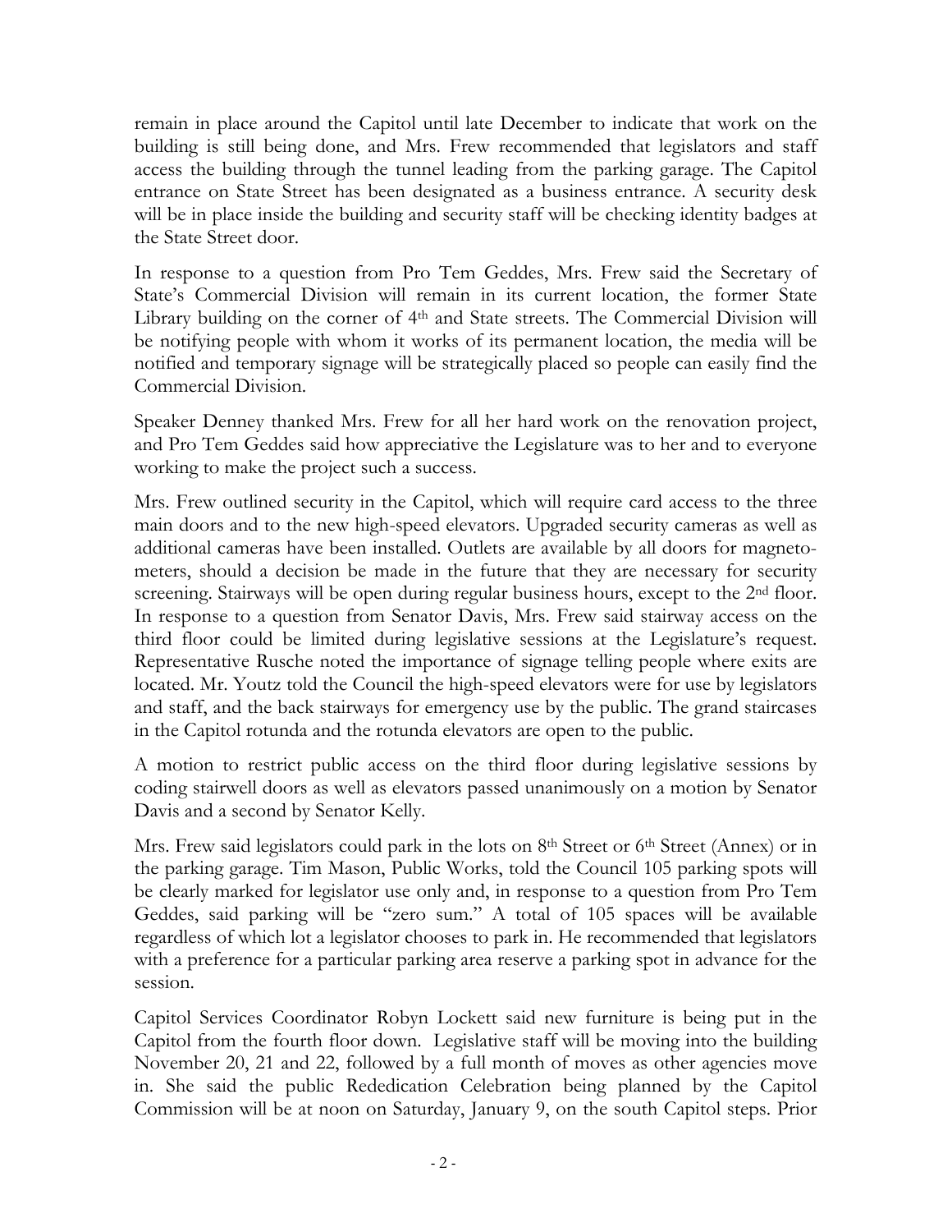remain in place around the Capitol until late December to indicate that work on the building is still being done, and Mrs. Frew recommended that legislators and staff access the building through the tunnel leading from the parking garage. The Capitol entrance on State Street has been designated as a business entrance. A security desk will be in place inside the building and security staff will be checking identity badges at the State Street door.

In response to a question from Pro Tem Geddes, Mrs. Frew said the Secretary of State's Commercial Division will remain in its current location, the former State Library building on the corner of 4th and State streets. The Commercial Division will be notifying people with whom it works of its permanent location, the media will be notified and temporary signage will be strategically placed so people can easily find the Commercial Division.

Speaker Denney thanked Mrs. Frew for all her hard work on the renovation project, and Pro Tem Geddes said how appreciative the Legislature was to her and to everyone working to make the project such a success.

Mrs. Frew outlined security in the Capitol, which will require card access to the three main doors and to the new high-speed elevators. Upgraded security cameras as well as additional cameras have been installed. Outlets are available by all doors for magnetometers, should a decision be made in the future that they are necessary for security screening. Stairways will be open during regular business hours, except to the 2nd floor. In response to a question from Senator Davis, Mrs. Frew said stairway access on the third floor could be limited during legislative sessions at the Legislature's request. Representative Rusche noted the importance of signage telling people where exits are located. Mr. Youtz told the Council the high-speed elevators were for use by legislators and staff, and the back stairways for emergency use by the public. The grand staircases in the Capitol rotunda and the rotunda elevators are open to the public.

A motion to restrict public access on the third floor during legislative sessions by coding stairwell doors as well as elevators passed unanimously on a motion by Senator Davis and a second by Senator Kelly.

Mrs. Frew said legislators could park in the lots on 8th Street or 6th Street (Annex) or in the parking garage. Tim Mason, Public Works, told the Council 105 parking spots will be clearly marked for legislator use only and, in response to a question from Pro Tem Geddes, said parking will be "zero sum." A total of 105 spaces will be available regardless of which lot a legislator chooses to park in. He recommended that legislators with a preference for a particular parking area reserve a parking spot in advance for the session.

Capitol Services Coordinator Robyn Lockett said new furniture is being put in the Capitol from the fourth floor down. Legislative staff will be moving into the building November 20, 21 and 22, followed by a full month of moves as other agencies move in. She said the public Rededication Celebration being planned by the Capitol Commission will be at noon on Saturday, January 9, on the south Capitol steps. Prior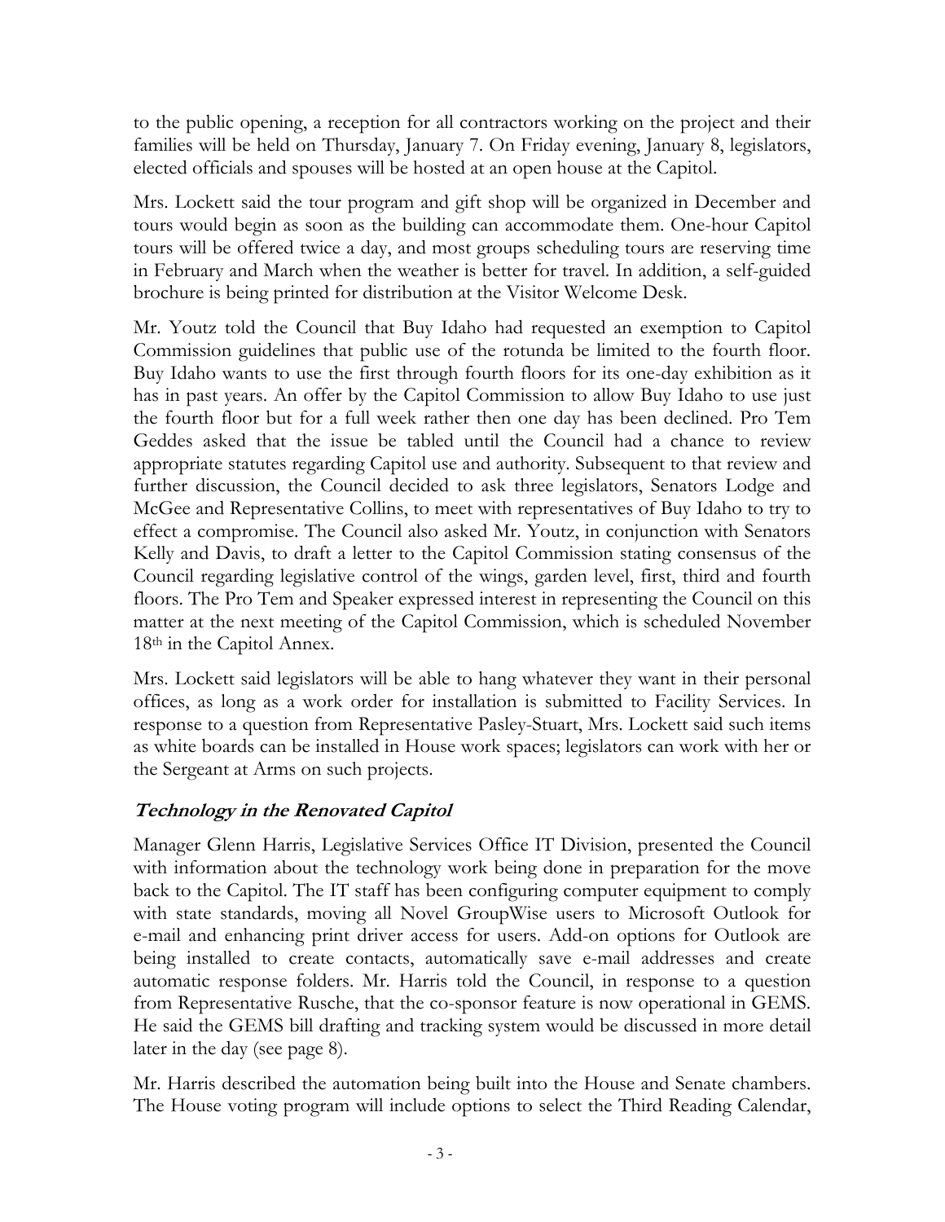to the public opening, a reception for all contractors working on the project and their families will be held on Thursday, January 7. On Friday evening, January 8, legislators, elected officials and spouses will be hosted at an open house at the Capitol.

Mrs. Lockett said the tour program and gift shop will be organized in December and tours would begin as soon as the building can accommodate them. One-hour Capitol tours will be offered twice a day, and most groups scheduling tours are reserving time in February and March when the weather is better for travel. In addition, a self-guided brochure is being printed for distribution at the Visitor Welcome Desk.

Mr. Youtz told the Council that Buy Idaho had requested an exemption to Capitol Commission guidelines that public use of the rotunda be limited to the fourth floor. Buy Idaho wants to use the first through fourth floors for its one-day exhibition as it has in past years. An offer by the Capitol Commission to allow Buy Idaho to use just the fourth floor but for a full week rather then one day has been declined. Pro Tem Geddes asked that the issue be tabled until the Council had a chance to review appropriate statutes regarding Capitol use and authority. Subsequent to that review and further discussion, the Council decided to ask three legislators, Senators Lodge and McGee and Representative Collins, to meet with representatives of Buy Idaho to try to effect a compromise. The Council also asked Mr. Youtz, in conjunction with Senators Kelly and Davis, to draft a letter to the Capitol Commission stating consensus of the Council regarding legislative control of the wings, garden level, first, third and fourth floors. The Pro Tem and Speaker expressed interest in representing the Council on this matter at the next meeting of the Capitol Commission, which is scheduled November 18th in the Capitol Annex.

Mrs. Lockett said legislators will be able to hang whatever they want in their personal offices, as long as a work order for installation is submitted to Facility Services. In response to a question from Representative Pasley-Stuart, Mrs. Lockett said such items as white boards can be installed in House work spaces; legislators can work with her or the Sergeant at Arms on such projects.

### *Technology in the Renovated Capitol*

Manager Glenn Harris, Legislative Services Office IT Division, presented the Council with information about the technology work being done in preparation for the move back to the Capitol. The IT staff has been configuring computer equipment to comply with state standards, moving all Novel GroupWise users to Microsoft Outlook for e-mail and enhancing print driver access for users. Add-on options for Outlook are being installed to create contacts, automatically save e-mail addresses and create automatic response folders. Mr. Harris told the Council, in response to a question from Representative Rusche, that the co-sponsor feature is now operational in GEMS. He said the GEMS bill drafting and tracking system would be discussed in more detail later in the day (see page 8).

Mr. Harris described the automation being built into the House and Senate chambers. The House voting program will include options to select the Third Reading Calendar,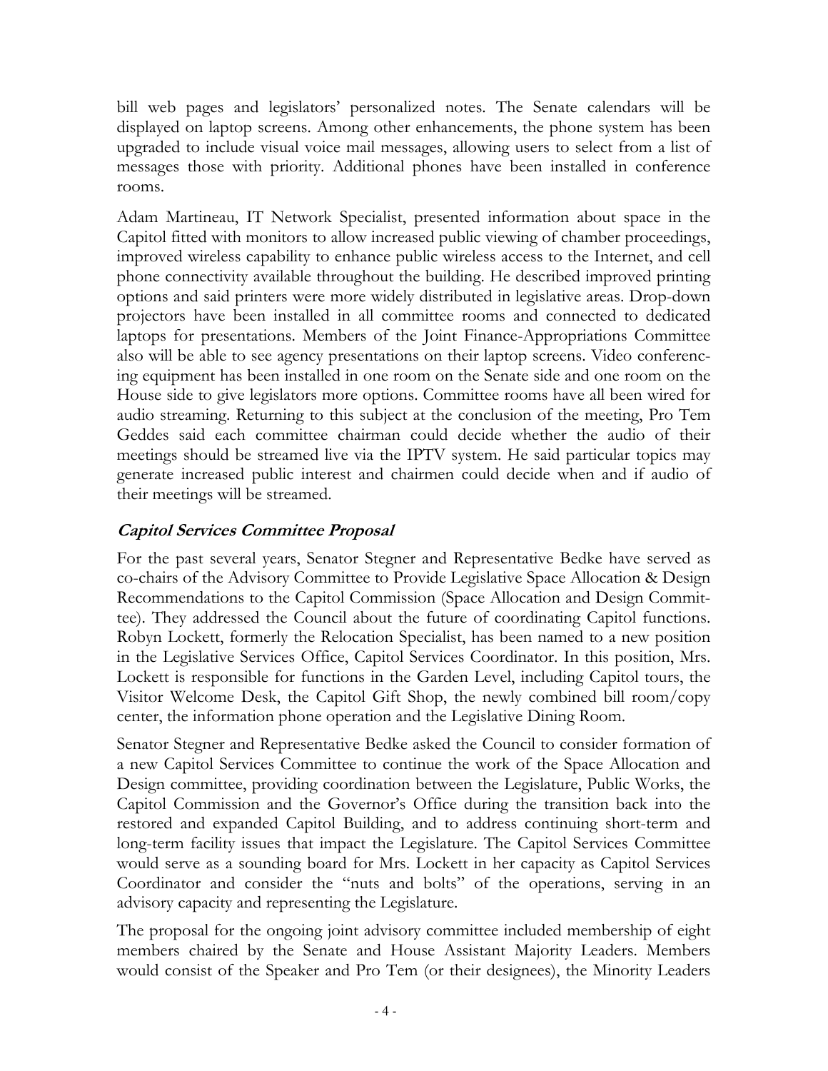bill web pages and legislators' personalized notes. The Senate calendars will be displayed on laptop screens. Among other enhancements, the phone system has been upgraded to include visual voice mail messages, allowing users to select from a list of messages those with priority. Additional phones have been installed in conference rooms.

Adam Martineau, IT Network Specialist, presented information about space in the Capitol fitted with monitors to allow increased public viewing of chamber proceedings, improved wireless capability to enhance public wireless access to the Internet, and cell phone connectivity available throughout the building. He described improved printing options and said printers were more widely distributed in legislative areas. Drop-down projectors have been installed in all committee rooms and connected to dedicated laptops for presentations. Members of the Joint Finance-Appropriations Committee also will be able to see agency presentations on their laptop screens. Video conferencing equipment has been installed in one room on the Senate side and one room on the House side to give legislators more options. Committee rooms have all been wired for audio streaming. Returning to this subject at the conclusion of the meeting, Pro Tem Geddes said each committee chairman could decide whether the audio of their meetings should be streamed live via the IPTV system. He said particular topics may generate increased public interest and chairmen could decide when and if audio of their meetings will be streamed.

### *Capitol Services Committee Proposal*

For the past several years, Senator Stegner and Representative Bedke have served as co-chairs of the Advisory Committee to Provide Legislative Space Allocation & Design Recommendations to the Capitol Commission (Space Allocation and Design Committee). They addressed the Council about the future of coordinating Capitol functions. Robyn Lockett, formerly the Relocation Specialist, has been named to a new position in the Legislative Services Office, Capitol Services Coordinator. In this position, Mrs. Lockett is responsible for functions in the Garden Level, including Capitol tours, the Visitor Welcome Desk, the Capitol Gift Shop, the newly combined bill room/copy center, the information phone operation and the Legislative Dining Room.

Senator Stegner and Representative Bedke asked the Council to consider formation of a new Capitol Services Committee to continue the work of the Space Allocation and Design committee, providing coordination between the Legislature, Public Works, the Capitol Commission and the Governor's Office during the transition back into the restored and expanded Capitol Building, and to address continuing short-term and long-term facility issues that impact the Legislature. The Capitol Services Committee would serve as a sounding board for Mrs. Lockett in her capacity as Capitol Services Coordinator and consider the "nuts and bolts" of the operations, serving in an advisory capacity and representing the Legislature.

The proposal for the ongoing joint advisory committee included membership of eight members chaired by the Senate and House Assistant Majority Leaders. Members would consist of the Speaker and Pro Tem (or their designees), the Minority Leaders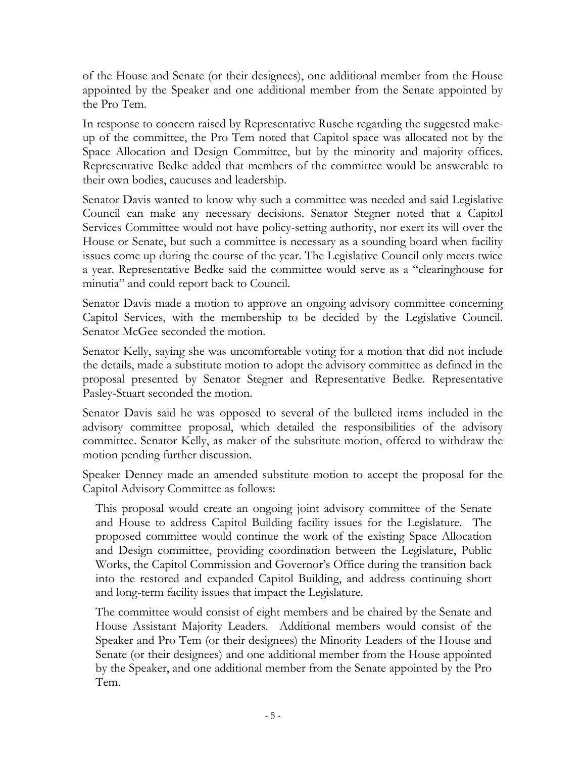of the House and Senate (or their designees), one additional member from the House appointed by the Speaker and one additional member from the Senate appointed by the Pro Tem.

In response to concern raised by Representative Rusche regarding the suggested make-up of the committee, the Pro Tem noted that Capitol space was allocated not by the Space Allocation and Design Committee, but by the minority and majority offices. Representative Bedke added that members of the committee would be answerable to their own bodies, caucuses and leadership.

Senator Davis wanted to know why such a committee was needed and said Legislative Council can make any necessary decisions. Senator Stegner noted that a Capitol Services Committee would not have policy-setting authority, nor exert its will over the House or Senate, but such a committee is necessary as a sounding board when facility issues come up during the course of the year. The Legislative Council only meets twice a year. Representative Bedke said the committee would serve as a "clearinghouse for minutia" and could report back to Council.

Senator Davis made a motion to approve an ongoing advisory committee concerning Capitol Services, with the membership to be decided by the Legislative Council. Senator McGee seconded the motion.

Senator Kelly, saying she was uncomfortable voting for a motion that did not include the details, made a substitute motion to adopt the advisory committee as defined in the proposal presented by Senator Stegner and Representative Bedke. Representative Pasley-Stuart seconded the motion.

Senator Davis said he was opposed to several of the bulleted items included in the advisory committee proposal, which detailed the responsibilities of the advisory committee. Senator Kelly, as maker of the substitute motion, offered to withdraw the motion pending further discussion.

Speaker Denney made an amended substitute motion to accept the proposal for the Capitol Advisory Committee as follows:

> This proposal would create an ongoing joint advisory committee of the Senate and House to address Capitol Building facility issues for the Legislature. The proposed committee would continue the work of the existing Space Allocation and Design committee, providing coordination between the Legislature, Public Works, the Capitol Commission and Governor's Office during the transition back into the restored and expanded Capitol Building, and address continuing short and long-term facility issues that impact the Legislature.
>
> The committee would consist of eight members and be chaired by the Senate and House Assistant Majority Leaders. Additional members would consist of the Speaker and Pro Tem (or their designees) the Minority Leaders of the House and Senate (or their designees) and one additional member from the House appointed by the Speaker, and one additional member from the Senate appointed by the Pro Tem.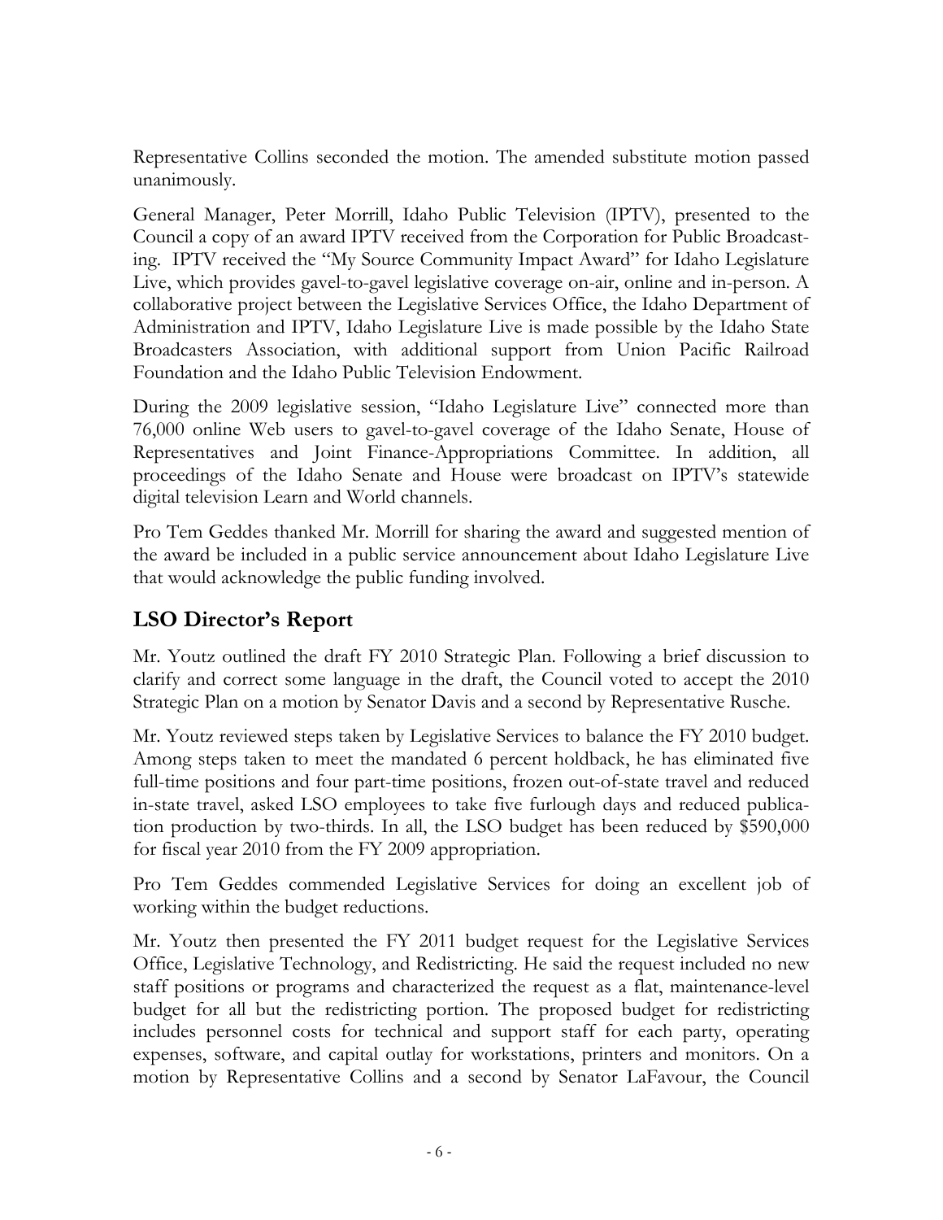Representative Collins seconded the motion. The amended substitute motion passed unanimously.

General Manager, Peter Morrill, Idaho Public Television (IPTV), presented to the Council a copy of an award IPTV received from the Corporation for Public Broadcasting. IPTV received the "My Source Community Impact Award" for Idaho Legislature Live, which provides gavel-to-gavel legislative coverage on-air, online and in-person. A collaborative project between the Legislative Services Office, the Idaho Department of Administration and IPTV, Idaho Legislature Live is made possible by the Idaho State Broadcasters Association, with additional support from Union Pacific Railroad Foundation and the Idaho Public Television Endowment.

During the 2009 legislative session, "Idaho Legislature Live" connected more than 76,000 online Web users to gavel-to-gavel coverage of the Idaho Senate, House of Representatives and Joint Finance-Appropriations Committee. In addition, all proceedings of the Idaho Senate and House were broadcast on IPTV's statewide digital television Learn and World channels.

Pro Tem Geddes thanked Mr. Morrill for sharing the award and suggested mention of the award be included in a public service announcement about Idaho Legislature Live that would acknowledge the public funding involved.

## LSO Director's Report

Mr. Youtz outlined the draft FY 2010 Strategic Plan. Following a brief discussion to clarify and correct some language in the draft, the Council voted to accept the 2010 Strategic Plan on a motion by Senator Davis and a second by Representative Rusche.

Mr. Youtz reviewed steps taken by Legislative Services to balance the FY 2010 budget. Among steps taken to meet the mandated 6 percent holdback, he has eliminated five full-time positions and four part-time positions, frozen out-of-state travel and reduced in-state travel, asked LSO employees to take five furlough days and reduced publication production by two-thirds. In all, the LSO budget has been reduced by $590,000 for fiscal year 2010 from the FY 2009 appropriation.

Pro Tem Geddes commended Legislative Services for doing an excellent job of working within the budget reductions.

Mr. Youtz then presented the FY 2011 budget request for the Legislative Services Office, Legislative Technology, and Redistricting. He said the request included no new staff positions or programs and characterized the request as a flat, maintenance-level budget for all but the redistricting portion. The proposed budget for redistricting includes personnel costs for technical and support staff for each party, operating expenses, software, and capital outlay for workstations, printers and monitors. On a motion by Representative Collins and a second by Senator LaFavour, the Council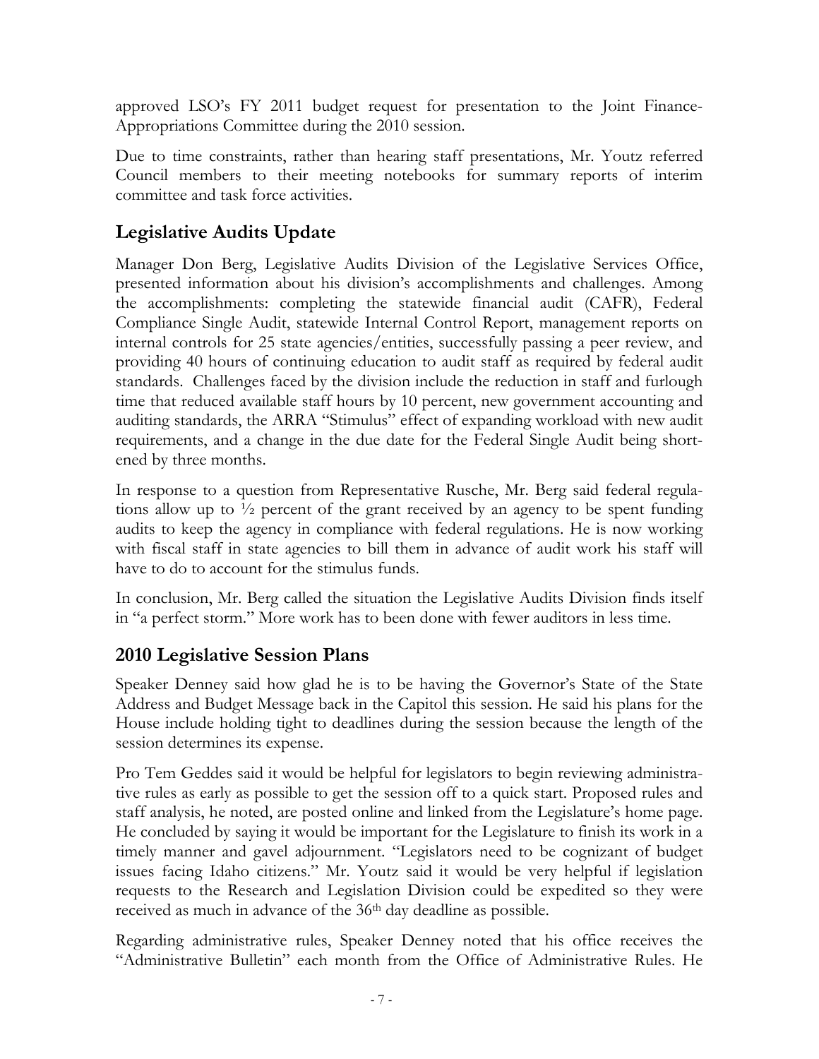approved LSO's FY 2011 budget request for presentation to the Joint Finance-Appropriations Committee during the 2010 session.

Due to time constraints, rather than hearing staff presentations, Mr. Youtz referred Council members to their meeting notebooks for summary reports of interim committee and task force activities.

## Legislative Audits Update

Manager Don Berg, Legislative Audits Division of the Legislative Services Office, presented information about his division's accomplishments and challenges. Among the accomplishments: completing the statewide financial audit (CAFR), Federal Compliance Single Audit, statewide Internal Control Report, management reports on internal controls for 25 state agencies/entities, successfully passing a peer review, and providing 40 hours of continuing education to audit staff as required by federal audit standards. Challenges faced by the division include the reduction in staff and furlough time that reduced available staff hours by 10 percent, new government accounting and auditing standards, the ARRA "Stimulus" effect of expanding workload with new audit requirements, and a change in the due date for the Federal Single Audit being shortened by three months.

In response to a question from Representative Rusche, Mr. Berg said federal regulations allow up to ½ percent of the grant received by an agency to be spent funding audits to keep the agency in compliance with federal regulations. He is now working with fiscal staff in state agencies to bill them in advance of audit work his staff will have to do to account for the stimulus funds.

In conclusion, Mr. Berg called the situation the Legislative Audits Division finds itself in "a perfect storm." More work has to been done with fewer auditors in less time.

## 2010 Legislative Session Plans

Speaker Denney said how glad he is to be having the Governor's State of the State Address and Budget Message back in the Capitol this session. He said his plans for the House include holding tight to deadlines during the session because the length of the session determines its expense.

Pro Tem Geddes said it would be helpful for legislators to begin reviewing administrative rules as early as possible to get the session off to a quick start. Proposed rules and staff analysis, he noted, are posted online and linked from the Legislature's home page. He concluded by saying it would be important for the Legislature to finish its work in a timely manner and gavel adjournment. "Legislators need to be cognizant of budget issues facing Idaho citizens." Mr. Youtz said it would be very helpful if legislation requests to the Research and Legislation Division could be expedited so they were received as much in advance of the 36th day deadline as possible.

Regarding administrative rules, Speaker Denney noted that his office receives the "Administrative Bulletin" each month from the Office of Administrative Rules. He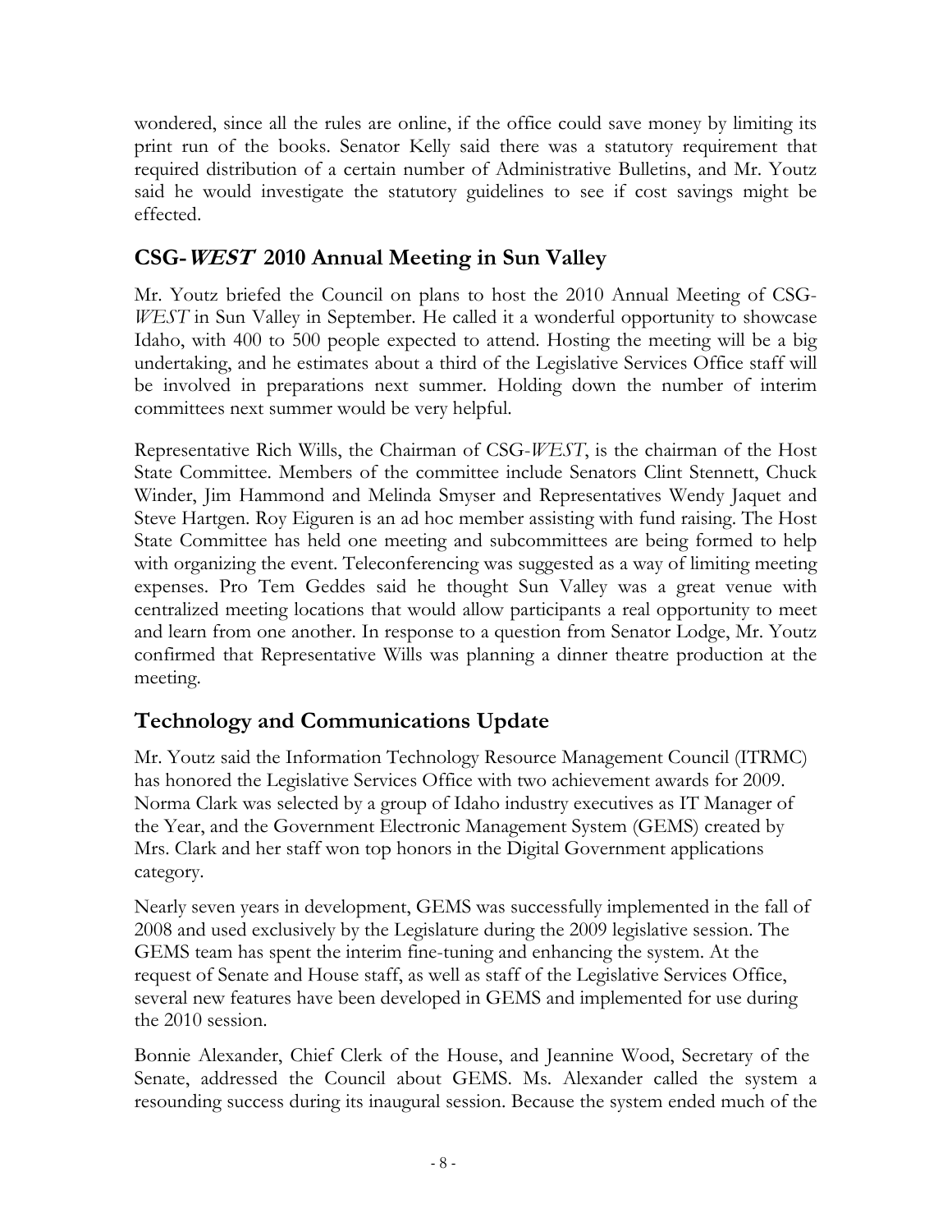wondered, since all the rules are online, if the office could save money by limiting its print run of the books. Senator Kelly said there was a statutory requirement that required distribution of a certain number of Administrative Bulletins, and Mr. Youtz said he would investigate the statutory guidelines to see if cost savings might be effected.

## CSG-*WEST* 2010 Annual Meeting in Sun Valley

Mr. Youtz briefed the Council on plans to host the 2010 Annual Meeting of CSG-*WEST* in Sun Valley in September. He called it a wonderful opportunity to showcase Idaho, with 400 to 500 people expected to attend. Hosting the meeting will be a big undertaking, and he estimates about a third of the Legislative Services Office staff will be involved in preparations next summer. Holding down the number of interim committees next summer would be very helpful.

Representative Rich Wills, the Chairman of CSG-*WEST*, is the chairman of the Host State Committee. Members of the committee include Senators Clint Stennett, Chuck Winder, Jim Hammond and Melinda Smyser and Representatives Wendy Jaquet and Steve Hartgen. Roy Eiguren is an ad hoc member assisting with fund raising. The Host State Committee has held one meeting and subcommittees are being formed to help with organizing the event. Teleconferencing was suggested as a way of limiting meeting expenses. Pro Tem Geddes said he thought Sun Valley was a great venue with centralized meeting locations that would allow participants a real opportunity to meet and learn from one another. In response to a question from Senator Lodge, Mr. Youtz confirmed that Representative Wills was planning a dinner theatre production at the meeting.

## Technology and Communications Update

Mr. Youtz said the Information Technology Resource Management Council (ITRMC) has honored the Legislative Services Office with two achievement awards for 2009. Norma Clark was selected by a group of Idaho industry executives as IT Manager of the Year, and the Government Electronic Management System (GEMS) created by Mrs. Clark and her staff won top honors in the Digital Government applications category.

Nearly seven years in development, GEMS was successfully implemented in the fall of 2008 and used exclusively by the Legislature during the 2009 legislative session. The GEMS team has spent the interim fine-tuning and enhancing the system. At the request of Senate and House staff, as well as staff of the Legislative Services Office, several new features have been developed in GEMS and implemented for use during the 2010 session.

Bonnie Alexander, Chief Clerk of the House, and Jeannine Wood, Secretary of the Senate, addressed the Council about GEMS. Ms. Alexander called the system a resounding success during its inaugural session. Because the system ended much of the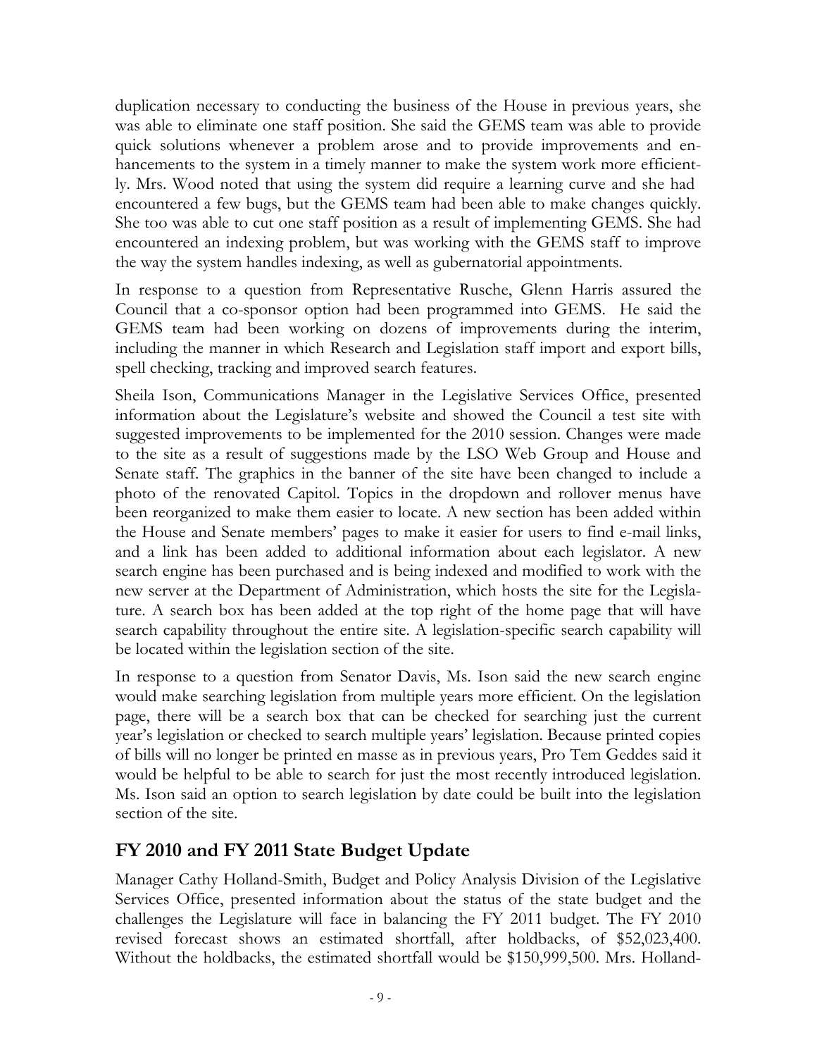duplication necessary to conducting the business of the House in previous years, she was able to eliminate one staff position. She said the GEMS team was able to provide quick solutions whenever a problem arose and to provide improvements and enhancements to the system in a timely manner to make the system work more efficiently. Mrs. Wood noted that using the system did require a learning curve and she had encountered a few bugs, but the GEMS team had been able to make changes quickly. She too was able to cut one staff position as a result of implementing GEMS. She had encountered an indexing problem, but was working with the GEMS staff to improve the way the system handles indexing, as well as gubernatorial appointments.

In response to a question from Representative Rusche, Glenn Harris assured the Council that a co-sponsor option had been programmed into GEMS. He said the GEMS team had been working on dozens of improvements during the interim, including the manner in which Research and Legislation staff import and export bills, spell checking, tracking and improved search features.

Sheila Ison, Communications Manager in the Legislative Services Office, presented information about the Legislature's website and showed the Council a test site with suggested improvements to be implemented for the 2010 session. Changes were made to the site as a result of suggestions made by the LSO Web Group and House and Senate staff. The graphics in the banner of the site have been changed to include a photo of the renovated Capitol. Topics in the dropdown and rollover menus have been reorganized to make them easier to locate. A new section has been added within the House and Senate members' pages to make it easier for users to find e-mail links, and a link has been added to additional information about each legislator. A new search engine has been purchased and is being indexed and modified to work with the new server at the Department of Administration, which hosts the site for the Legislature. A search box has been added at the top right of the home page that will have search capability throughout the entire site. A legislation-specific search capability will be located within the legislation section of the site.

In response to a question from Senator Davis, Ms. Ison said the new search engine would make searching legislation from multiple years more efficient. On the legislation page, there will be a search box that can be checked for searching just the current year's legislation or checked to search multiple years' legislation. Because printed copies of bills will no longer be printed en masse as in previous years, Pro Tem Geddes said it would be helpful to be able to search for just the most recently introduced legislation. Ms. Ison said an option to search legislation by date could be built into the legislation section of the site.

## FY 2010 and FY 2011 State Budget Update

Manager Cathy Holland-Smith, Budget and Policy Analysis Division of the Legislative Services Office, presented information about the status of the state budget and the challenges the Legislature will face in balancing the FY 2011 budget. The FY 2010 revised forecast shows an estimated shortfall, after holdbacks, of $52,023,400. Without the holdbacks, the estimated shortfall would be $150,999,500. Mrs. Holland-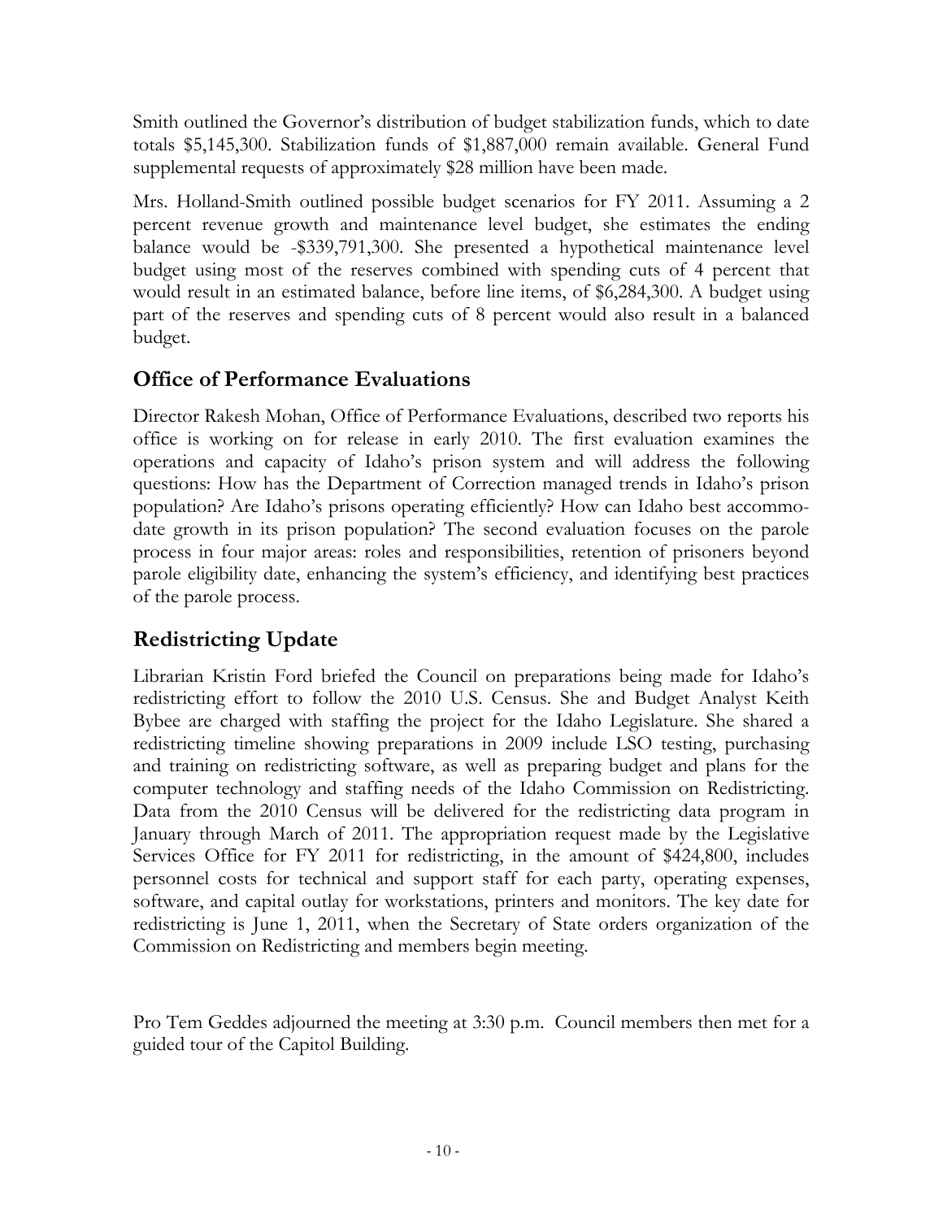Smith outlined the Governor's distribution of budget stabilization funds, which to date totals $5,145,300. Stabilization funds of $1,887,000 remain available. General Fund supplemental requests of approximately $28 million have been made.

Mrs. Holland-Smith outlined possible budget scenarios for FY 2011. Assuming a 2 percent revenue growth and maintenance level budget, she estimates the ending balance would be -$339,791,300. She presented a hypothetical maintenance level budget using most of the reserves combined with spending cuts of 4 percent that would result in an estimated balance, before line items, of $6,284,300. A budget using part of the reserves and spending cuts of 8 percent would also result in a balanced budget.

## Office of Performance Evaluations

Director Rakesh Mohan, Office of Performance Evaluations, described two reports his office is working on for release in early 2010. The first evaluation examines the operations and capacity of Idaho's prison system and will address the following questions: How has the Department of Correction managed trends in Idaho's prison population? Are Idaho's prisons operating efficiently? How can Idaho best accommodate growth in its prison population? The second evaluation focuses on the parole process in four major areas: roles and responsibilities, retention of prisoners beyond parole eligibility date, enhancing the system's efficiency, and identifying best practices of the parole process.

## Redistricting Update

Librarian Kristin Ford briefed the Council on preparations being made for Idaho's redistricting effort to follow the 2010 U.S. Census. She and Budget Analyst Keith Bybee are charged with staffing the project for the Idaho Legislature. She shared a redistricting timeline showing preparations in 2009 include LSO testing, purchasing and training on redistricting software, as well as preparing budget and plans for the computer technology and staffing needs of the Idaho Commission on Redistricting. Data from the 2010 Census will be delivered for the redistricting data program in January through March of 2011. The appropriation request made by the Legislative Services Office for FY 2011 for redistricting, in the amount of $424,800, includes personnel costs for technical and support staff for each party, operating expenses, software, and capital outlay for workstations, printers and monitors. The key date for redistricting is June 1, 2011, when the Secretary of State orders organization of the Commission on Redistricting and members begin meeting.

Pro Tem Geddes adjourned the meeting at 3:30 p.m. Council members then met for a guided tour of the Capitol Building.